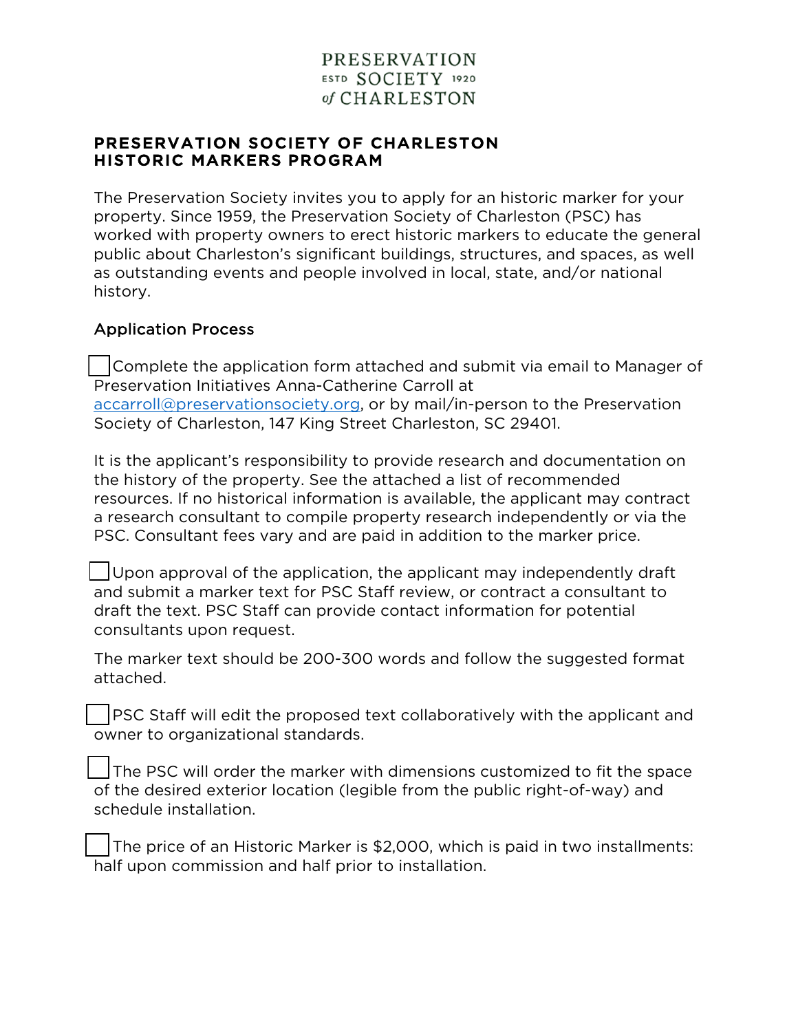PRESERVATION
ESTD SOCIETY 1920
of CHARLESTON

# PRESERVATION SOCIETY OF CHARLESTON HISTORIC MARKERS PROGRAM

The Preservation Society invites you to apply for an historic marker for your property. Since 1959, the Preservation Society of Charleston (PSC) has worked with property owners to erect historic markers to educate the general public about Charleston's significant buildings, structures, and spaces, as well as outstanding events and people involved in local, state, and/or national history.

## Application Process

- [ ] Complete the application form attached and submit via email to Manager of Preservation Initiatives Anna-Catherine Carroll at [accarroll@preservationsociety.org](mailto:accarroll@preservationsociety.org), or by mail/in-person to the Preservation Society of Charleston, 147 King Street Charleston, SC 29401.

It is the applicant's responsibility to provide research and documentation on the history of the property. See the attached a list of recommended resources. If no historical information is available, the applicant may contract a research consultant to compile property research independently or via the PSC. Consultant fees vary and are paid in addition to the marker price.

- [ ] Upon approval of the application, the applicant may independently draft and submit a marker text for PSC Staff review, or contract a consultant to draft the text. PSC Staff can provide contact information for potential consultants upon request.

The marker text should be 200-300 words and follow the suggested format attached.

- [ ] PSC Staff will edit the proposed text collaboratively with the applicant and owner to organizational standards.

- [ ] The PSC will order the marker with dimensions customized to fit the space of the desired exterior location (legible from the public right-of-way) and schedule installation.

- [ ] The price of an Historic Marker is $2,000, which is paid in two installments: half upon commission and half prior to installation.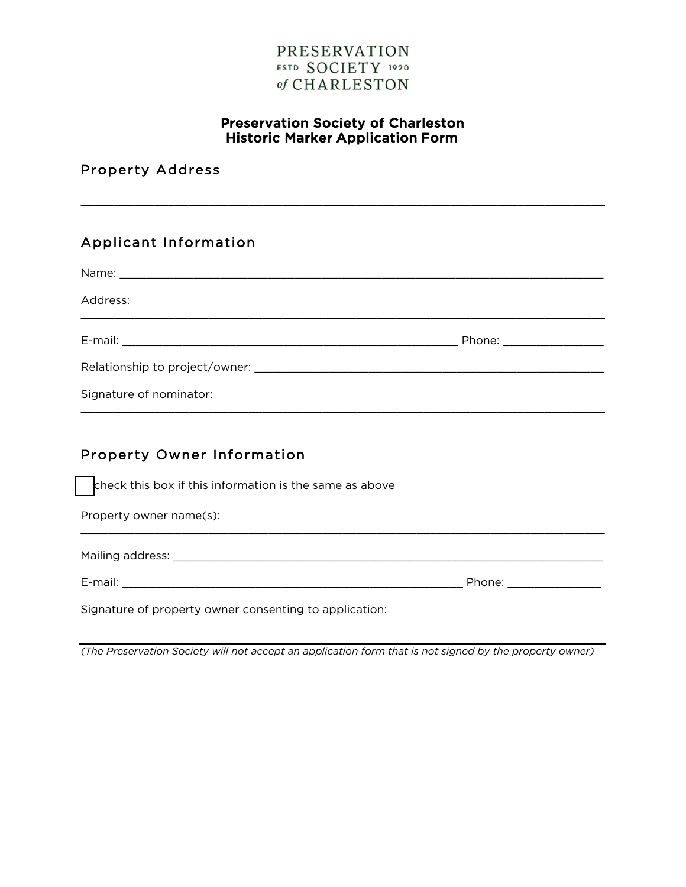PRESERVATION
ESTD SOCIETY 1920
of CHARLESTON

# Preservation Society of Charleston
# Historic Marker Application Form

## Property Address

_______________________________________________________________________________

## Applicant Information

Name: _______________________________________________________________________

Address:
_______________________________________________________________________________

E-mail: ___________________________________________________ Phone: ______________

Relationship to project/owner: _____________________________________________________

Signature of nominator:
_______________________________________________________________________________

## Property Owner Information

☐ check this box if this information is the same as above

Property owner name(s):
_______________________________________________________________________________

Mailing address: _______________________________________________________________

E-mail: ___________________________________________________ Phone: ______________

Signature of property owner consenting to application:

_______________________________________________________________________________

*(The Preservation Society will not accept an application form that is not signed by the property owner)*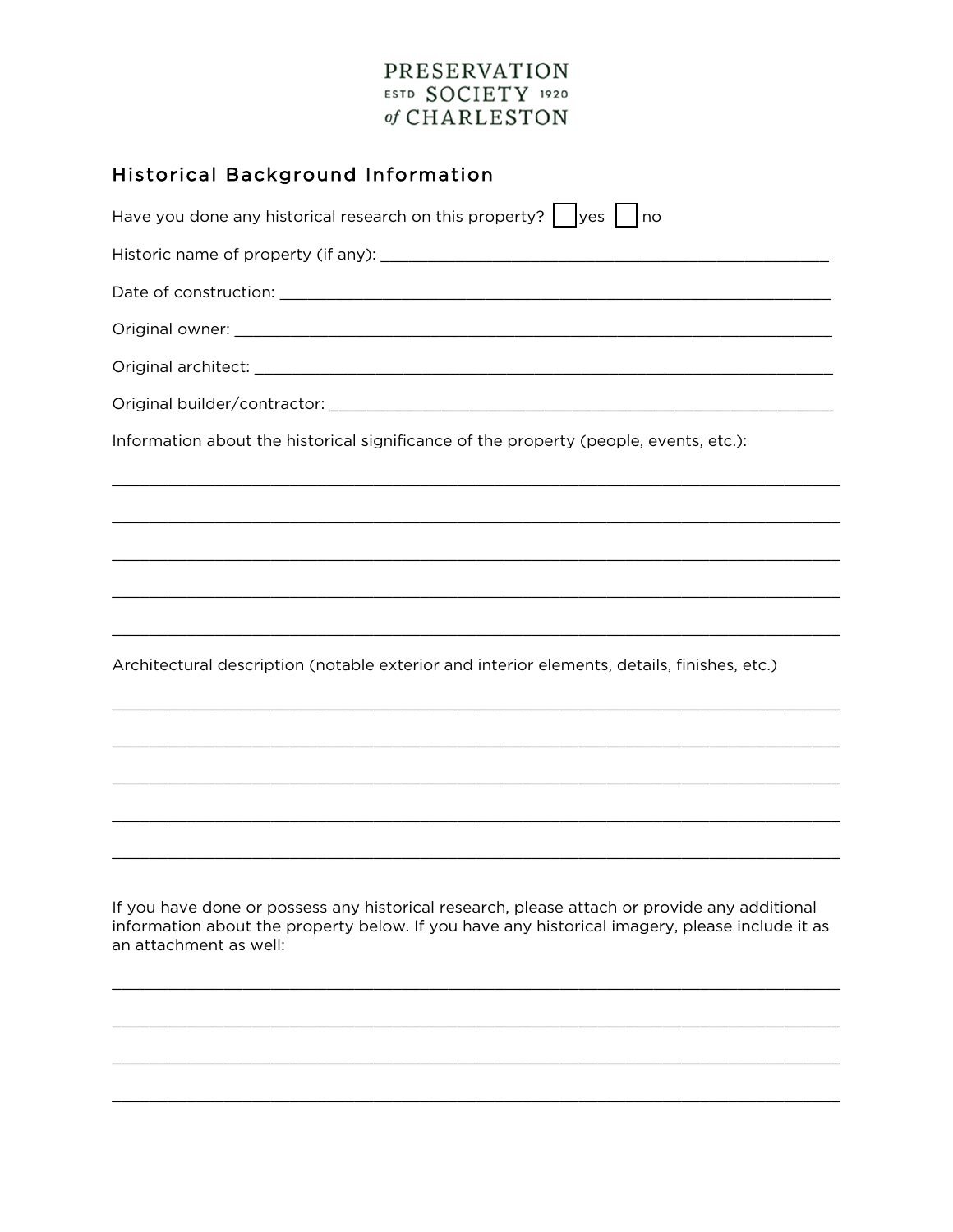PRESERVATION
ESTD SOCIETY 1920
of CHARLESTON

## Historical Background Information

Have you done any historical research on this property? ☐ yes ☐ no

Historic name of property (if any): ___________________________________________________

Date of construction: ______________________________________________________________

Original owner: ___________________________________________________________________

Original architect: ________________________________________________________________

Original builder/contractor: _________________________________________________________

Information about the historical significance of the property (people, events, etc.):

______________________________________________________________________________

______________________________________________________________________________

______________________________________________________________________________

______________________________________________________________________________

______________________________________________________________________________

Architectural description (notable exterior and interior elements, details, finishes, etc.)

______________________________________________________________________________

______________________________________________________________________________

______________________________________________________________________________

______________________________________________________________________________

______________________________________________________________________________

If you have done or possess any historical research, please attach or provide any additional information about the property below. If you have any historical imagery, please include it as an attachment as well:

______________________________________________________________________________

______________________________________________________________________________

______________________________________________________________________________

______________________________________________________________________________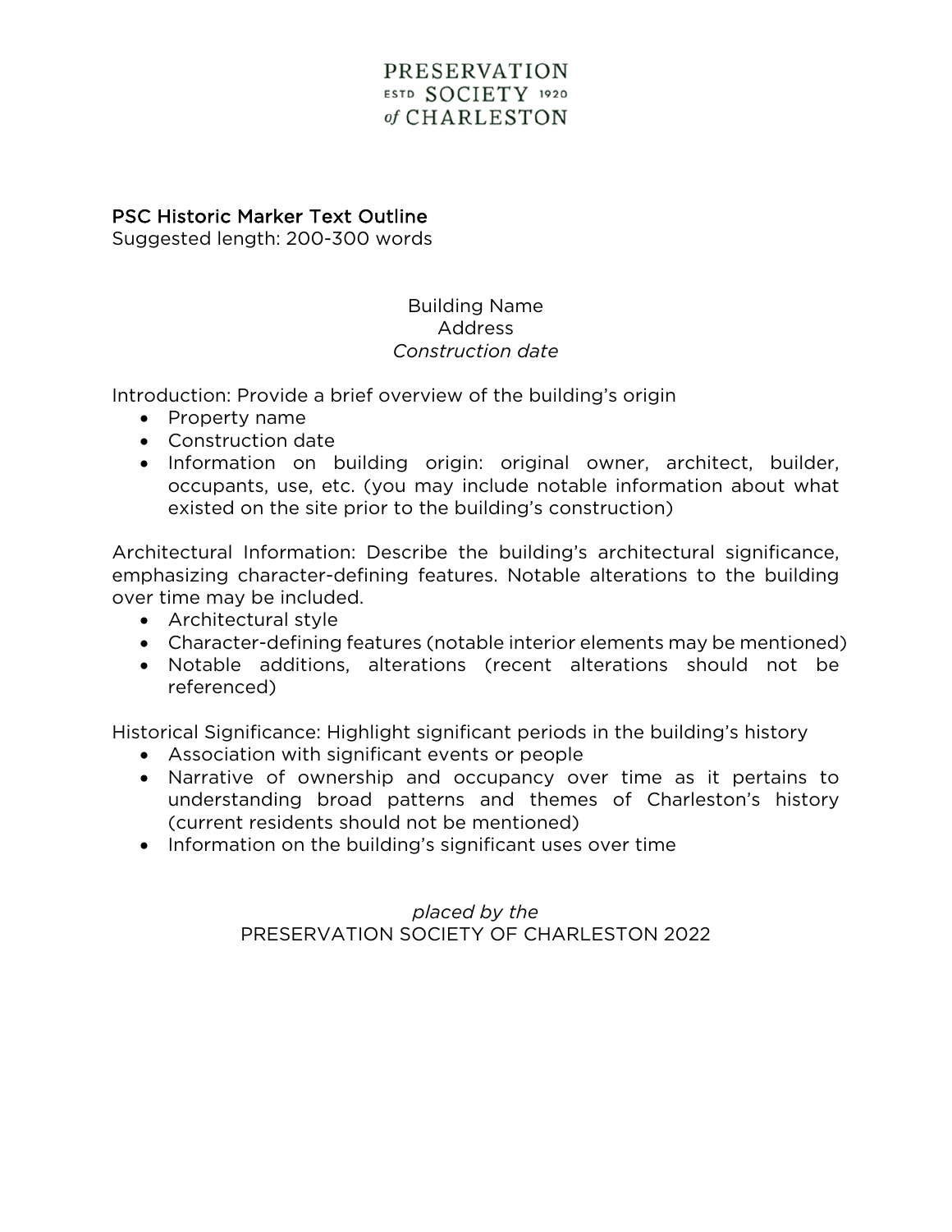PRESERVATION
ESTD SOCIETY 1920
of CHARLESTON

## PSC Historic Marker Text Outline

Suggested length: 200-300 words

Building Name
Address
*Construction date*

Introduction: Provide a brief overview of the building's origin

- Property name
- Construction date
- Information on building origin: original owner, architect, builder, occupants, use, etc. (you may include notable information about what existed on the site prior to the building's construction)

Architectural Information: Describe the building's architectural significance, emphasizing character-defining features. Notable alterations to the building over time may be included.

- Architectural style
- Character-defining features (notable interior elements may be mentioned)
- Notable additions, alterations (recent alterations should not be referenced)

Historical Significance: Highlight significant periods in the building's history

- Association with significant events or people
- Narrative of ownership and occupancy over time as it pertains to understanding broad patterns and themes of Charleston's history (current residents should not be mentioned)
- Information on the building's significant uses over time

*placed by the*
PRESERVATION SOCIETY OF CHARLESTON 2022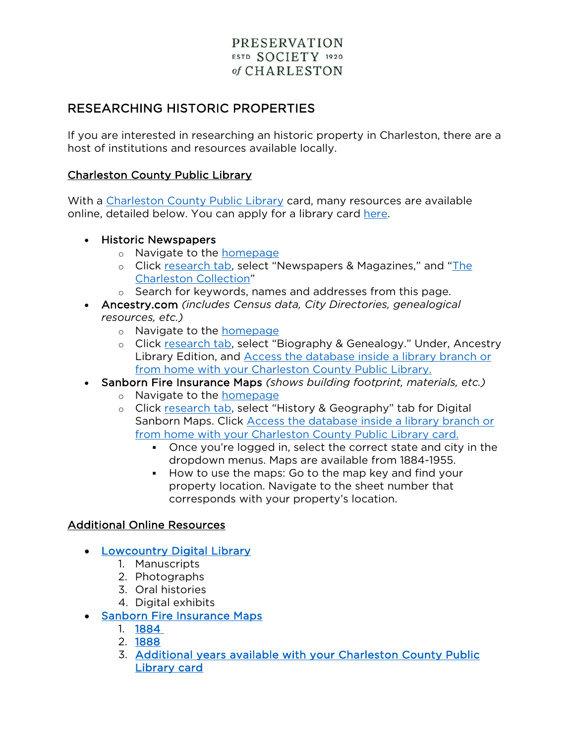PRESERVATION
ESTD SOCIETY 1920
of CHARLESTON

# RESEARCHING HISTORIC PROPERTIES

If you are interested in researching an historic property in Charleston, there are a host of institutions and resources available locally.

## Charleston County Public Library

With a Charleston County Public Library card, many resources are available online, detailed below. You can apply for a library card here.

- Historic Newspapers
  - Navigate to the homepage
  - Click research tab, select "Newspapers & Magazines," and "The Charleston Collection"
  - Search for keywords, names and addresses from this page.
- Ancestry.com *(includes Census data, City Directories, genealogical resources, etc.)*
  - Navigate to the homepage
  - Click research tab, select "Biography & Genealogy." Under, Ancestry Library Edition, and Access the database inside a library branch or from home with your Charleston County Public Library.
- Sanborn Fire Insurance Maps *(shows building footprint, materials, etc.)*
  - Navigate to the homepage
  - Click research tab, select "History & Geography" tab for Digital Sanborn Maps. Click Access the database inside a library branch or from home with your Charleston County Public Library card.
    - Once you're logged in, select the correct state and city in the dropdown menus. Maps are available from 1884-1955.
    - How to use the maps: Go to the map key and find your property location. Navigate to the sheet number that corresponds with your property's location.

## Additional Online Resources

- Lowcountry Digital Library
  1. Manuscripts
  2. Photographs
  3. Oral histories
  4. Digital exhibits
- Sanborn Fire Insurance Maps
  1. 1884
  2. 1888
  3. Additional years available with your Charleston County Public Library card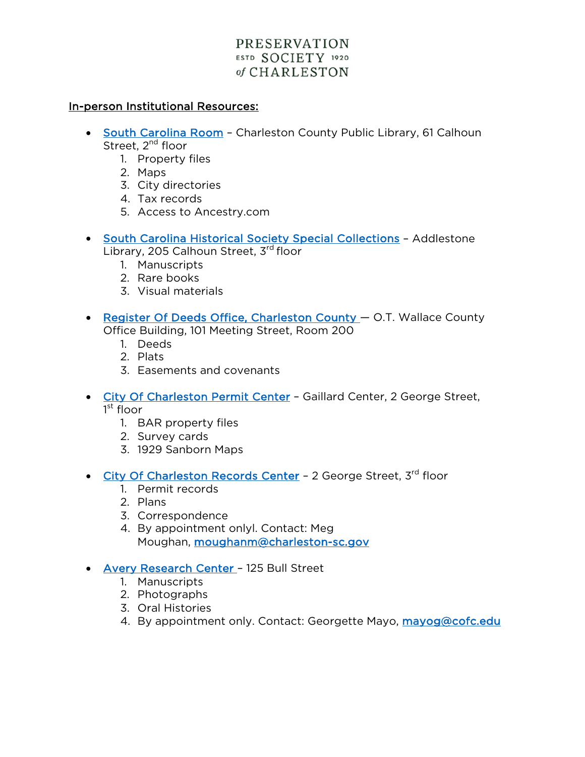PRESERVATION
ESTD SOCIETY 1920
of CHARLESTON

In-person Institutional Resources:

- South Carolina Room – Charleston County Public Library, 61 Calhoun Street, 2nd floor
  1. Property files
  2. Maps
  3. City directories
  4. Tax records
  5. Access to Ancestry.com

- South Carolina Historical Society Special Collections – Addlestone Library, 205 Calhoun Street, 3rd floor
  1. Manuscripts
  2. Rare books
  3. Visual materials

- Register Of Deeds Office, Charleston County — O.T. Wallace County Office Building, 101 Meeting Street, Room 200
  1. Deeds
  2. Plats
  3. Easements and covenants

- City Of Charleston Permit Center – Gaillard Center, 2 George Street, 1st floor
  1. BAR property files
  2. Survey cards
  3. 1929 Sanborn Maps

- City Of Charleston Records Center – 2 George Street, 3rd floor
  1. Permit records
  2. Plans
  3. Correspondence
  4. By appointment onlyl. Contact: Meg Moughan, moughanm@charleston-sc.gov

- Avery Research Center – 125 Bull Street
  1. Manuscripts
  2. Photographs
  3. Oral Histories
  4. By appointment only. Contact: Georgette Mayo, mayog@cofc.edu